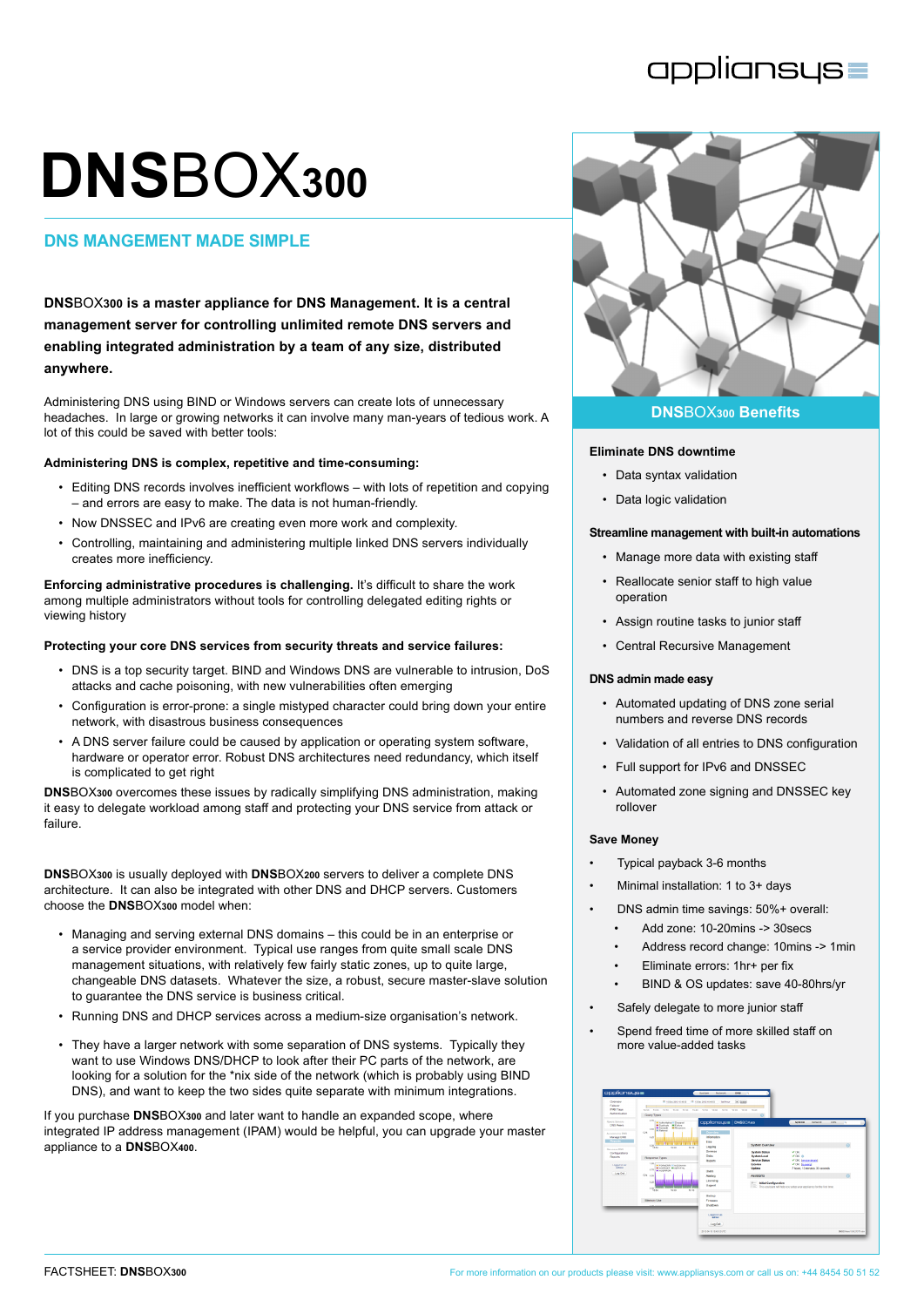# DNSBOX300

## DNS MANGEMENT MADE SIMPLE

**DNSBOX300 is a master appliance for DNS Management. It is a central management server for controlling unlimited remote DNS servers and enabling integrated administration by a team of any size, distributed anywhere.**

Administering DNS using BIND or Windows servers can create lots of unnecessary headaches. In large or growing networks it can involve many man-years of tedious work. A lot of this could be saved with better tools:

**Administering DNS is complex, repetitive and time-consuming:**

- Editing DNS records involves inefficient workflows – with lots of repetition and copying – and errors are easy to make. The data is not human-friendly.
- Now DNSSEC and IPv6 are creating even more work and complexity.
- Controlling, maintaining and administering multiple linked DNS servers individually creates more inefficiency.

**Enforcing administrative procedures is challenging.** It's difficult to share the work among multiple administrators without tools for controlling delegated editing rights or viewing history

**Protecting your core DNS services from security threats and service failures:**

- DNS is a top security target. BIND and Windows DNS are vulnerable to intrusion, DoS attacks and cache poisoning, with new vulnerabilities often emerging
- Configuration is error-prone: a single mistyped character could bring down your entire network, with disastrous business consequences
- A DNS server failure could be caused by application or operating system software, hardware or operator error. Robust DNS architectures need redundancy, which itself is complicated to get right

**DNS**BOX300 overcomes these issues by radically simplifying DNS administration, making it easy to delegate workload among staff and protecting your DNS service from attack or failure.

**DNS**BOX300 is usually deployed with **DNS**BOX200 servers to deliver a complete DNS architecture. It can also be integrated with other DNS and DHCP servers. Customers choose the **DNS**BOX300 model when:

- Managing and serving external DNS domains – this could be in an enterprise or a service provider environment. Typical use ranges from quite small scale DNS management situations, with relatively few fairly static zones, up to quite large, changeable DNS datasets. Whatever the size, a robust, secure master-slave solution to guarantee the DNS service is business critical.
- Running DNS and DHCP services across a medium-size organisation's network.
- They have a larger network with some separation of DNS systems. Typically they want to use Windows DNS/DHCP to look after their PC parts of the network, are looking for a solution for the *nix side of the network (which is probably using BIND DNS), and want to keep the two sides quite separate with minimum integrations.

If you purchase **DNS**BOX300 and later want to handle an expanded scope, where integrated IP address management (IPAM) would be helpful, you can upgrade your master appliance to a **DNS**BOX400.

## DNSBOX300 Benefits

**Eliminate DNS downtime**

- Data syntax validation
- Data logic validation

**Streamline management with built-in automations**

- Manage more data with existing staff
- Reallocate senior staff to high value operation
- Assign routine tasks to junior staff
- Central Recursive Management

**DNS admin made easy**

- Automated updating of DNS zone serial numbers and reverse DNS records
- Validation of all entries to DNS configuration
- Full support for IPv6 and DNSSEC
- Automated zone signing and DNSSEC key rollover

**Save Money**

- Typical payback 3-6 months
- Minimal installation: 1 to 3+ days
- DNS admin time savings: 50%+ overall:
  - Add zone: 10-20mins -> 30secs
  - Address record change: 10mins -> 1min
  - Eliminate errors: 1hr+ per fix
  - BIND & OS updates: save 40-80hrs/yr
- Safely delegate to more junior staff
- Spend freed time of more skilled staff on more value-added tasks

FACTSHEET: **DNS**BOX300

For more information on our products please visit: www.appliansys.com or call us on: +44 8454 50 51 52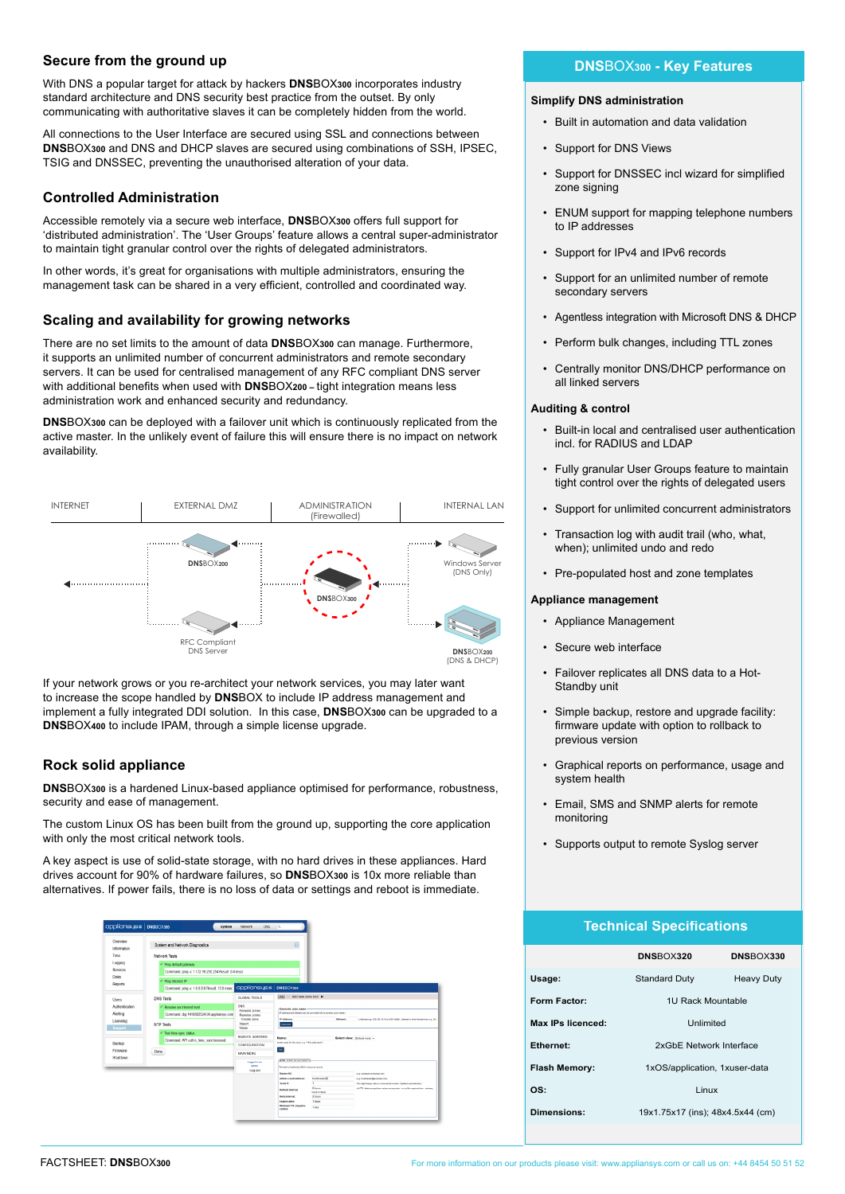## Secure from the ground up

With DNS a popular target for attack by hackers **DNS**BOX300 incorporates industry standard architecture and DNS security best practice from the outset. By only communicating with authoritative slaves it can be completely hidden from the world.

All connections to the User Interface are secured using SSL and connections between **DNS**BOX300 and DNS and DHCP slaves are secured using combinations of SSH, IPSEC, TSIG and DNSSEC, preventing the unauthorised alteration of your data.

## Controlled Administration

Accessible remotely via a secure web interface, **DNS**BOX300 offers full support for ‘distributed administration’. The ‘User Groups’ feature allows a central super-administrator to maintain tight granular control over the rights of delegated administrators.

In other words, it’s great for organisations with multiple administrators, ensuring the management task can be shared in a very efficient, controlled and coordinated way.

## Scaling and availability for growing networks

There are no set limits to the amount of data **DNS**BOX300 can manage. Furthermore, it supports an unlimited number of concurrent administrators and remote secondary servers. It can be used for centralised management of any RFC compliant DNS server with additional benefits when used with **DNS**BOX200 – tight integration means less administration work and enhanced security and redundancy.

**DNS**BOX300 can be deployed with a failover unit which is continuously replicated from the active master. In the unlikely event of failure this will ensure there is no impact on network availability.

INTERNET
EXTERNAL DMZ
ADMINISTRATION (Firewalled)
INTERNAL LAN
DNSBOX200
DNSBOX300
Windows Server (DNS Only)
RFC Compliant DNS Server
DNSBOX200 (DNS & DHCP)

If your network grows or you re-architect your network services, you may later want to increase the scope handled by **DNS**BOX to include IP address management and implement a fully integrated DDI solution. In this case, **DNS**BOX300 can be upgraded to a **DNS**BOX400 to include IPAM, through a simple license upgrade.

## Rock solid appliance

**DNS**BOX300 is a hardened Linux-based appliance optimised for performance, robustness, security and ease of management.

The custom Linux OS has been built from the ground up, supporting the core application with only the most critical network tools.

A key aspect is use of solid-state storage, with no hard drives in these appliances. Hard drives account for 90% of hardware failures, so **DNS**BOX300 is 10x more reliable than alternatives. If power fails, there is no loss of data or settings and reboot is immediate.

## DNSBOX300 - Key Features

### Simplify DNS administration

- Built in automation and data validation
- Support for DNS Views
- Support for DNSSEC incl wizard for simplified zone signing
- ENUM support for mapping telephone numbers to IP addresses
- Support for IPv4 and IPv6 records
- Support for an unlimited number of remote secondary servers
- Agentless integration with Microsoft DNS & DHCP
- Perform bulk changes, including TTL zones
- Centrally monitor DNS/DHCP performance on all linked servers

### Auditing & control

- Built-in local and centralised user authentication incl. for RADIUS and LDAP
- Fully granular User Groups feature to maintain tight control over the rights of delegated users
- Support for unlimited concurrent administrators
- Transaction log with audit trail (who, what, when); unlimited undo and redo
- Pre-populated host and zone templates

### Appliance management

- Appliance Management
- Secure web interface
- Failover replicates all DNS data to a Hot-Standby unit
- Simple backup, restore and upgrade facility: firmware update with option to rollback to previous version
- Graphical reports on performance, usage and system health
- Email, SMS and SNMP alerts for remote monitoring
- Supports output to remote Syslog server

## Technical Specifications

| | DNSBOX320 | DNSBOX330 |
|---|---|---|
| Usage: | Standard Duty | Heavy Duty |
| Form Factor: | 1U Rack Mountable | |
| Max IPs licenced: | Unlimited | |
| Ethernet: | 2xGbE Network Interface | |
| Flash Memory: | 1xOS/application, 1xuser-data | |
| OS: | Linux | |
| Dimensions: | 19x1.75x17 (ins); 48x4.5x44 (cm) | |

FACTSHEET: **DNS**BOX300

For more information on our products please visit: www.appliansys.com or call us on: +44 8454 50 51 52